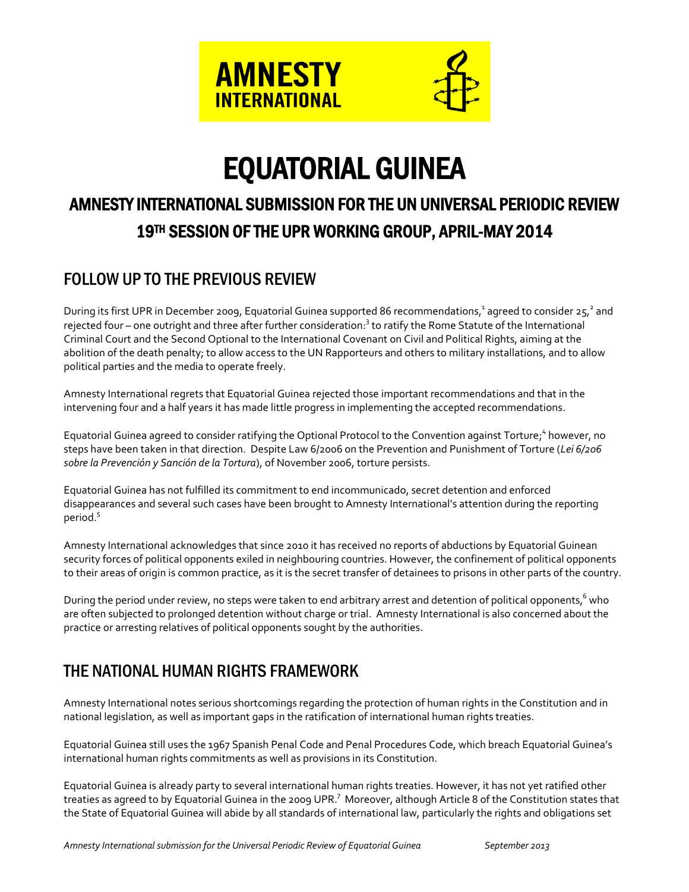AMNESTY INTERNATIONAL

# EQUATORIAL GUINEA

## AMNESTY INTERNATIONAL SUBMISSION FOR THE UN UNIVERSAL PERIODIC REVIEW

## 19TH SESSION OF THE UPR WORKING GROUP, APRIL-MAY 2014

## FOLLOW UP TO THE PREVIOUS REVIEW

During its first UPR in December 2009, Equatorial Guinea supported 86 recommendations,[1] agreed to consider 25,[2] and rejected four – one outright and three after further consideration:[3] to ratify the Rome Statute of the International Criminal Court and the Second Optional to the International Covenant on Civil and Political Rights, aiming at the abolition of the death penalty; to allow access to the UN Rapporteurs and others to military installations, and to allow political parties and the media to operate freely.

Amnesty International regrets that Equatorial Guinea rejected those important recommendations and that in the intervening four and a half years it has made little progress in implementing the accepted recommendations.

Equatorial Guinea agreed to consider ratifying the Optional Protocol to the Convention against Torture;[4] however, no steps have been taken in that direction. Despite Law 6/2006 on the Prevention and Punishment of Torture (*Lei 6/206 sobre la Prevención y Sanción de la Tortura*), of November 2006, torture persists.

Equatorial Guinea has not fulfilled its commitment to end incommunicado, secret detention and enforced disappearances and several such cases have been brought to Amnesty International's attention during the reporting period.[5]

Amnesty International acknowledges that since 2010 it has received no reports of abductions by Equatorial Guinean security forces of political opponents exiled in neighbouring countries. However, the confinement of political opponents to their areas of origin is common practice, as it is the secret transfer of detainees to prisons in other parts of the country.

During the period under review, no steps were taken to end arbitrary arrest and detention of political opponents,[6] who are often subjected to prolonged detention without charge or trial. Amnesty International is also concerned about the practice or arresting relatives of political opponents sought by the authorities.

## THE NATIONAL HUMAN RIGHTS FRAMEWORK

Amnesty International notes serious shortcomings regarding the protection of human rights in the Constitution and in national legislation, as well as important gaps in the ratification of international human rights treaties.

Equatorial Guinea still uses the 1967 Spanish Penal Code and Penal Procedures Code, which breach Equatorial Guinea's international human rights commitments as well as provisions in its Constitution.

Equatorial Guinea is already party to several international human rights treaties. However, it has not yet ratified other treaties as agreed to by Equatorial Guinea in the 2009 UPR.[7] Moreover, although Article 8 of the Constitution states that the State of Equatorial Guinea will abide by all standards of international law, particularly the rights and obligations set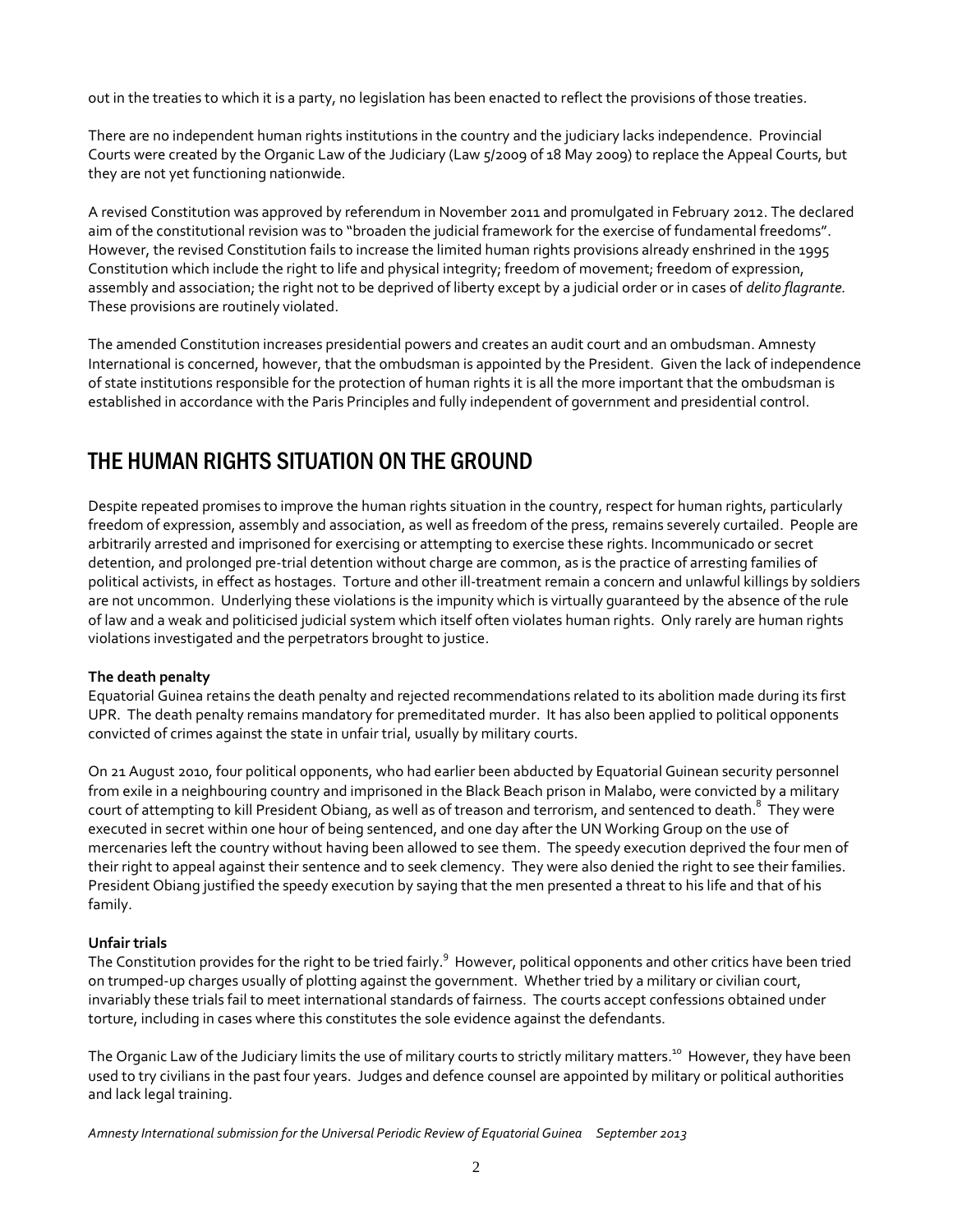out in the treaties to which it is a party, no legislation has been enacted to reflect the provisions of those treaties.

There are no independent human rights institutions in the country and the judiciary lacks independence. Provincial Courts were created by the Organic Law of the Judiciary (Law 5/2009 of 18 May 2009) to replace the Appeal Courts, but they are not yet functioning nationwide.

A revised Constitution was approved by referendum in November 2011 and promulgated in February 2012. The declared aim of the constitutional revision was to "broaden the judicial framework for the exercise of fundamental freedoms". However, the revised Constitution fails to increase the limited human rights provisions already enshrined in the 1995 Constitution which include the right to life and physical integrity; freedom of movement; freedom of expression, assembly and association; the right not to be deprived of liberty except by a judicial order or in cases of *delito flagrante*. These provisions are routinely violated.

The amended Constitution increases presidential powers and creates an audit court and an ombudsman. Amnesty International is concerned, however, that the ombudsman is appointed by the President. Given the lack of independence of state institutions responsible for the protection of human rights it is all the more important that the ombudsman is established in accordance with the Paris Principles and fully independent of government and presidential control.

## THE HUMAN RIGHTS SITUATION ON THE GROUND

Despite repeated promises to improve the human rights situation in the country, respect for human rights, particularly freedom of expression, assembly and association, as well as freedom of the press, remains severely curtailed. People are arbitrarily arrested and imprisoned for exercising or attempting to exercise these rights. Incommunicado or secret detention, and prolonged pre-trial detention without charge are common, as is the practice of arresting families of political activists, in effect as hostages. Torture and other ill-treatment remain a concern and unlawful killings by soldiers are not uncommon. Underlying these violations is the impunity which is virtually guaranteed by the absence of the rule of law and a weak and politicised judicial system which itself often violates human rights. Only rarely are human rights violations investigated and the perpetrators brought to justice.

**The death penalty**

Equatorial Guinea retains the death penalty and rejected recommendations related to its abolition made during its first UPR. The death penalty remains mandatory for premeditated murder. It has also been applied to political opponents convicted of crimes against the state in unfair trial, usually by military courts.

On 21 August 2010, four political opponents, who had earlier been abducted by Equatorial Guinean security personnel from exile in a neighbouring country and imprisoned in the Black Beach prison in Malabo, were convicted by a military court of attempting to kill President Obiang, as well as of treason and terrorism, and sentenced to death.[8] They were executed in secret within one hour of being sentenced, and one day after the UN Working Group on the use of mercenaries left the country without having been allowed to see them. The speedy execution deprived the four men of their right to appeal against their sentence and to seek clemency. They were also denied the right to see their families. President Obiang justified the speedy execution by saying that the men presented a threat to his life and that of his family.

**Unfair trials**

The Constitution provides for the right to be tried fairly.[9] However, political opponents and other critics have been tried on trumped-up charges usually of plotting against the government. Whether tried by a military or civilian court, invariably these trials fail to meet international standards of fairness. The courts accept confessions obtained under torture, including in cases where this constitutes the sole evidence against the defendants.

The Organic Law of the Judiciary limits the use of military courts to strictly military matters.[10] However, they have been used to try civilians in the past four years. Judges and defence counsel are appointed by military or political authorities and lack legal training.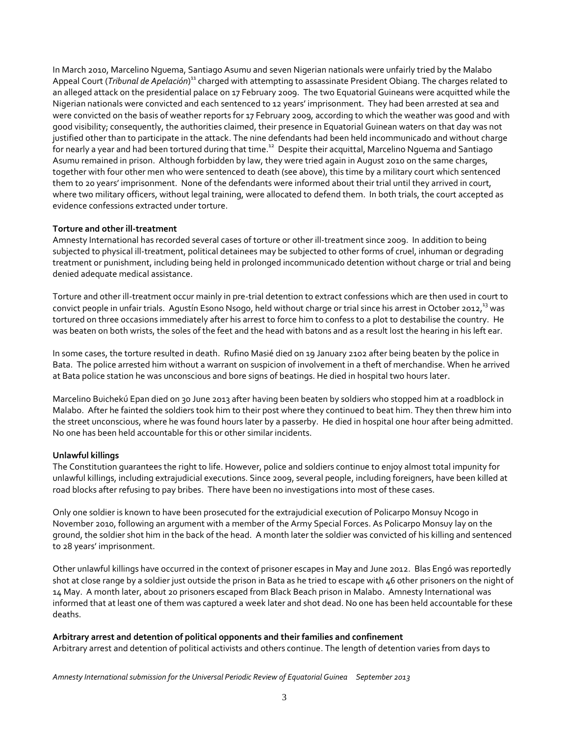In March 2010, Marcelino Nguema, Santiago Asumu and seven Nigerian nationals were unfairly tried by the Malabo Appeal Court (*Tribunal de Apelación*)[11] charged with attempting to assassinate President Obiang. The charges related to an alleged attack on the presidential palace on 17 February 2009. The two Equatorial Guineans were acquitted while the Nigerian nationals were convicted and each sentenced to 12 years' imprisonment. They had been arrested at sea and were convicted on the basis of weather reports for 17 February 2009, according to which the weather was good and with good visibility; consequently, the authorities claimed, their presence in Equatorial Guinean waters on that day was not justified other than to participate in the attack. The nine defendants had been held incommunicado and without charge for nearly a year and had been tortured during that time.[12] Despite their acquittal, Marcelino Nguema and Santiago Asumu remained in prison. Although forbidden by law, they were tried again in August 2010 on the same charges, together with four other men who were sentenced to death (see above), this time by a military court which sentenced them to 20 years' imprisonment. None of the defendants were informed about their trial until they arrived in court, where two military officers, without legal training, were allocated to defend them. In both trials, the court accepted as evidence confessions extracted under torture.

**Torture and other ill-treatment**

Amnesty International has recorded several cases of torture or other ill-treatment since 2009. In addition to being subjected to physical ill-treatment, political detainees may be subjected to other forms of cruel, inhuman or degrading treatment or punishment, including being held in prolonged incommunicado detention without charge or trial and being denied adequate medical assistance.

Torture and other ill-treatment occur mainly in pre-trial detention to extract confessions which are then used in court to convict people in unfair trials. Agustín Esono Nsogo, held without charge or trial since his arrest in October 2012,[13] was tortured on three occasions immediately after his arrest to force him to confess to a plot to destabilise the country. He was beaten on both wrists, the soles of the feet and the head with batons and as a result lost the hearing in his left ear.

In some cases, the torture resulted in death. Rufino Masié died on 19 January 2102 after being beaten by the police in Bata. The police arrested him without a warrant on suspicion of involvement in a theft of merchandise. When he arrived at Bata police station he was unconscious and bore signs of beatings. He died in hospital two hours later.

Marcelino Buichekú Epan died on 30 June 2013 after having been beaten by soldiers who stopped him at a roadblock in Malabo. After he fainted the soldiers took him to their post where they continued to beat him. They then threw him into the street unconscious, where he was found hours later by a passerby. He died in hospital one hour after being admitted. No one has been held accountable for this or other similar incidents.

**Unlawful killings**

The Constitution guarantees the right to life. However, police and soldiers continue to enjoy almost total impunity for unlawful killings, including extrajudicial executions. Since 2009, several people, including foreigners, have been killed at road blocks after refusing to pay bribes. There have been no investigations into most of these cases.

Only one soldier is known to have been prosecuted for the extrajudicial execution of Policarpo Monsuy Ncogo in November 2010, following an argument with a member of the Army Special Forces. As Policarpo Monsuy lay on the ground, the soldier shot him in the back of the head. A month later the soldier was convicted of his killing and sentenced to 28 years' imprisonment.

Other unlawful killings have occurred in the context of prisoner escapes in May and June 2012. Blas Engó was reportedly shot at close range by a soldier just outside the prison in Bata as he tried to escape with 46 other prisoners on the night of 14 May. A month later, about 20 prisoners escaped from Black Beach prison in Malabo. Amnesty International was informed that at least one of them was captured a week later and shot dead. No one has been held accountable for these deaths.

**Arbitrary arrest and detention of political opponents and their families and confinement**

Arbitrary arrest and detention of political activists and others continue. The length of detention varies from days to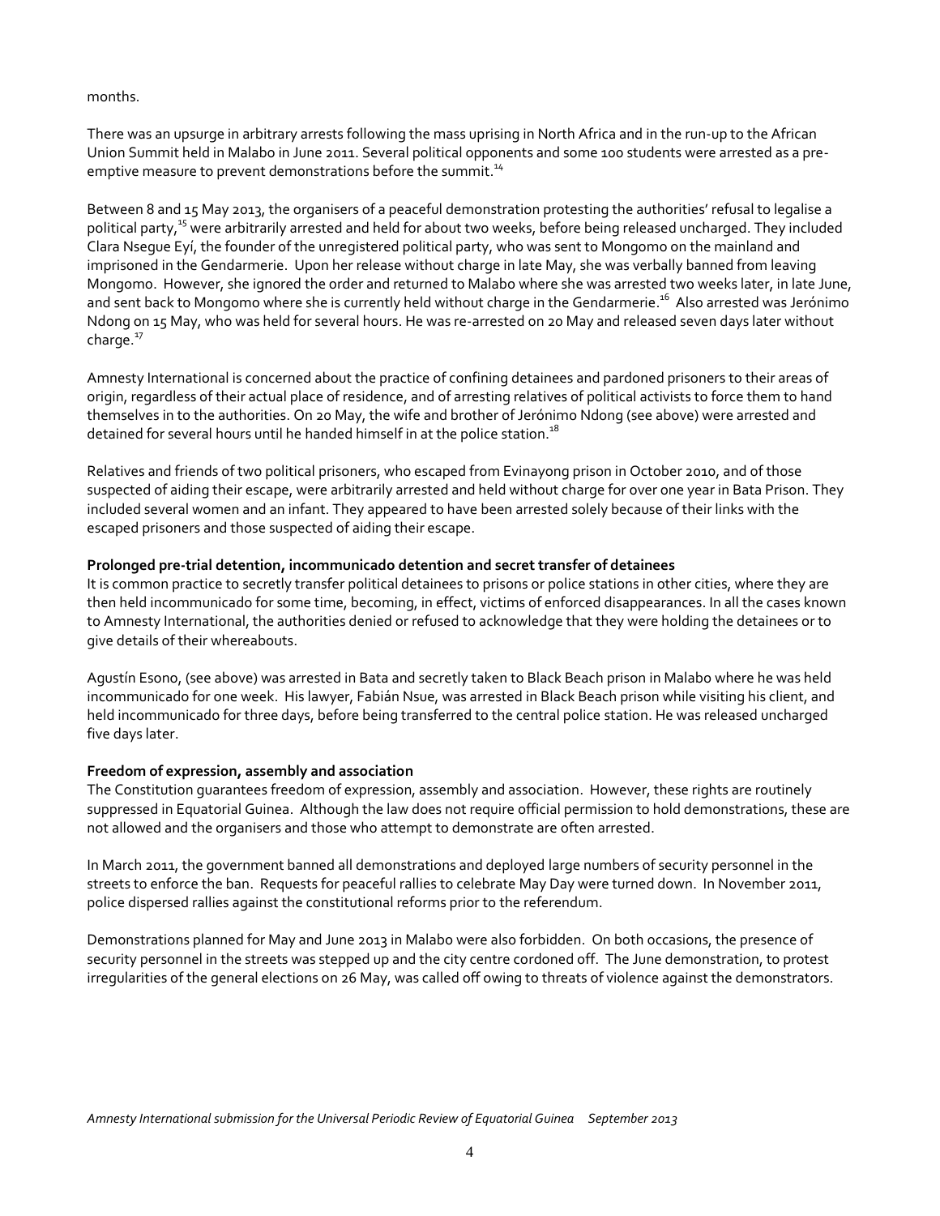months.

There was an upsurge in arbitrary arrests following the mass uprising in North Africa and in the run-up to the African Union Summit held in Malabo in June 2011. Several political opponents and some 100 students were arrested as a pre-emptive measure to prevent demonstrations before the summit.[14]

Between 8 and 15 May 2013, the organisers of a peaceful demonstration protesting the authorities' refusal to legalise a political party,[15] were arbitrarily arrested and held for about two weeks, before being released uncharged. They included Clara Nsegue Eyí, the founder of the unregistered political party, who was sent to Mongomo on the mainland and imprisoned in the Gendarmerie. Upon her release without charge in late May, she was verbally banned from leaving Mongomo. However, she ignored the order and returned to Malabo where she was arrested two weeks later, in late June, and sent back to Mongomo where she is currently held without charge in the Gendarmerie.[16] Also arrested was Jerónimo Ndong on 15 May, who was held for several hours. He was re-arrested on 20 May and released seven days later without charge.[17]

Amnesty International is concerned about the practice of confining detainees and pardoned prisoners to their areas of origin, regardless of their actual place of residence, and of arresting relatives of political activists to force them to hand themselves in to the authorities. On 20 May, the wife and brother of Jerónimo Ndong (see above) were arrested and detained for several hours until he handed himself in at the police station.[18]

Relatives and friends of two political prisoners, who escaped from Evinayong prison in October 2010, and of those suspected of aiding their escape, were arbitrarily arrested and held without charge for over one year in Bata Prison. They included several women and an infant. They appeared to have been arrested solely because of their links with the escaped prisoners and those suspected of aiding their escape.

**Prolonged pre-trial detention, incommunicado detention and secret transfer of detainees**

It is common practice to secretly transfer political detainees to prisons or police stations in other cities, where they are then held incommunicado for some time, becoming, in effect, victims of enforced disappearances. In all the cases known to Amnesty International, the authorities denied or refused to acknowledge that they were holding the detainees or to give details of their whereabouts.

Agustín Esono, (see above) was arrested in Bata and secretly taken to Black Beach prison in Malabo where he was held incommunicado for one week. His lawyer, Fabián Nsue, was arrested in Black Beach prison while visiting his client, and held incommunicado for three days, before being transferred to the central police station. He was released uncharged five days later.

**Freedom of expression, assembly and association**

The Constitution guarantees freedom of expression, assembly and association. However, these rights are routinely suppressed in Equatorial Guinea. Although the law does not require official permission to hold demonstrations, these are not allowed and the organisers and those who attempt to demonstrate are often arrested.

In March 2011, the government banned all demonstrations and deployed large numbers of security personnel in the streets to enforce the ban. Requests for peaceful rallies to celebrate May Day were turned down. In November 2011, police dispersed rallies against the constitutional reforms prior to the referendum.

Demonstrations planned for May and June 2013 in Malabo were also forbidden. On both occasions, the presence of security personnel in the streets was stepped up and the city centre cordoned off. The June demonstration, to protest irregularities of the general elections on 26 May, was called off owing to threats of violence against the demonstrators.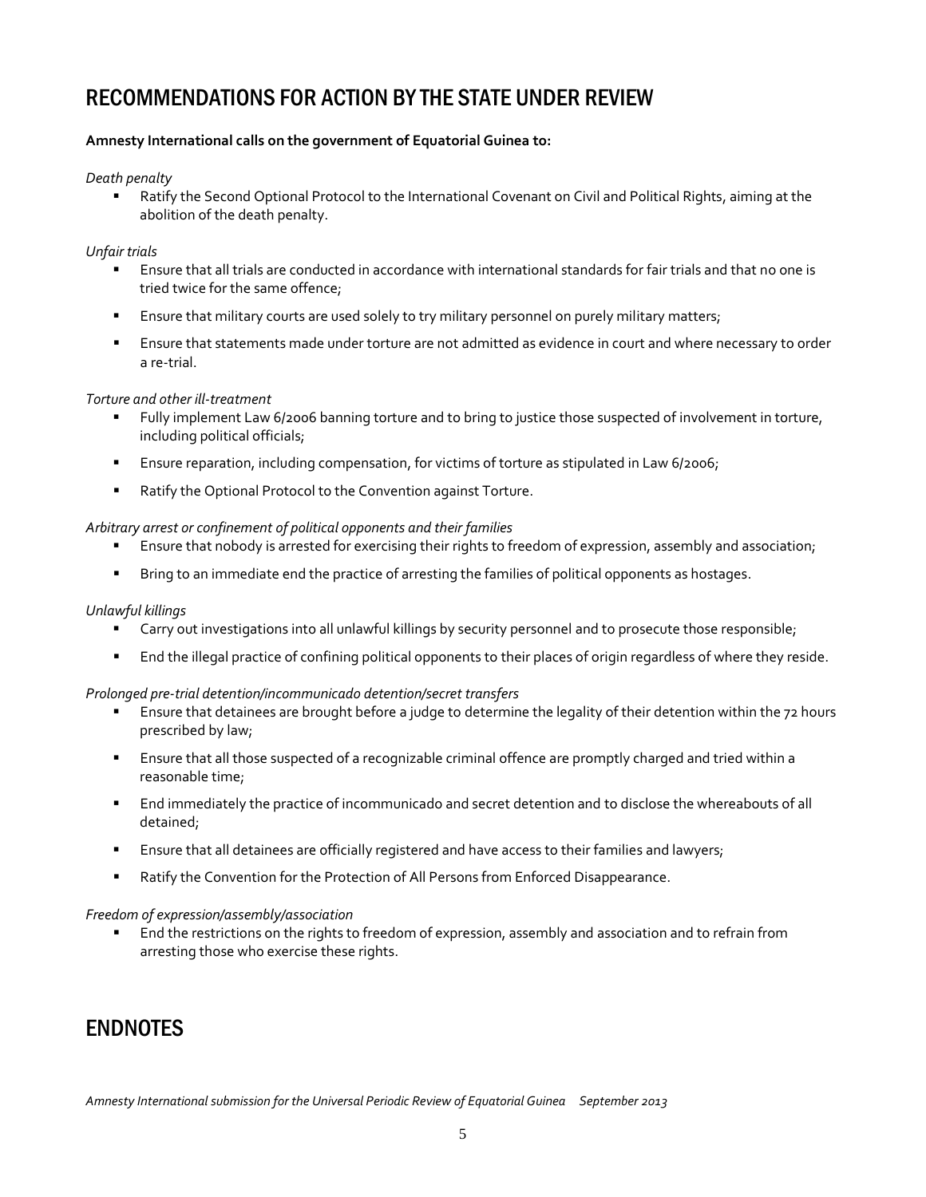## RECOMMENDATIONS FOR ACTION BY THE STATE UNDER REVIEW

**Amnesty International calls on the government of Equatorial Guinea to:**

*Death penalty*

- Ratify the Second Optional Protocol to the International Covenant on Civil and Political Rights, aiming at the abolition of the death penalty.

*Unfair trials*

- Ensure that all trials are conducted in accordance with international standards for fair trials and that no one is tried twice for the same offence;
- Ensure that military courts are used solely to try military personnel on purely military matters;
- Ensure that statements made under torture are not admitted as evidence in court and where necessary to order a re-trial.

*Torture and other ill-treatment*

- Fully implement Law 6/2006 banning torture and to bring to justice those suspected of involvement in torture, including political officials;
- Ensure reparation, including compensation, for victims of torture as stipulated in Law 6/2006;
- Ratify the Optional Protocol to the Convention against Torture.

*Arbitrary arrest or confinement of political opponents and their families*

- Ensure that nobody is arrested for exercising their rights to freedom of expression, assembly and association;
- Bring to an immediate end the practice of arresting the families of political opponents as hostages.

*Unlawful killings*

- Carry out investigations into all unlawful killings by security personnel and to prosecute those responsible;
- End the illegal practice of confining political opponents to their places of origin regardless of where they reside.

*Prolonged pre-trial detention/incommunicado detention/secret transfers*

- Ensure that detainees are brought before a judge to determine the legality of their detention within the 72 hours prescribed by law;
- Ensure that all those suspected of a recognizable criminal offence are promptly charged and tried within a reasonable time;
- End immediately the practice of incommunicado and secret detention and to disclose the whereabouts of all detained;
- Ensure that all detainees are officially registered and have access to their families and lawyers;
- Ratify the Convention for the Protection of All Persons from Enforced Disappearance.

*Freedom of expression/assembly/association*

- End the restrictions on the rights to freedom of expression, assembly and association and to refrain from arresting those who exercise these rights.

## ENDNOTES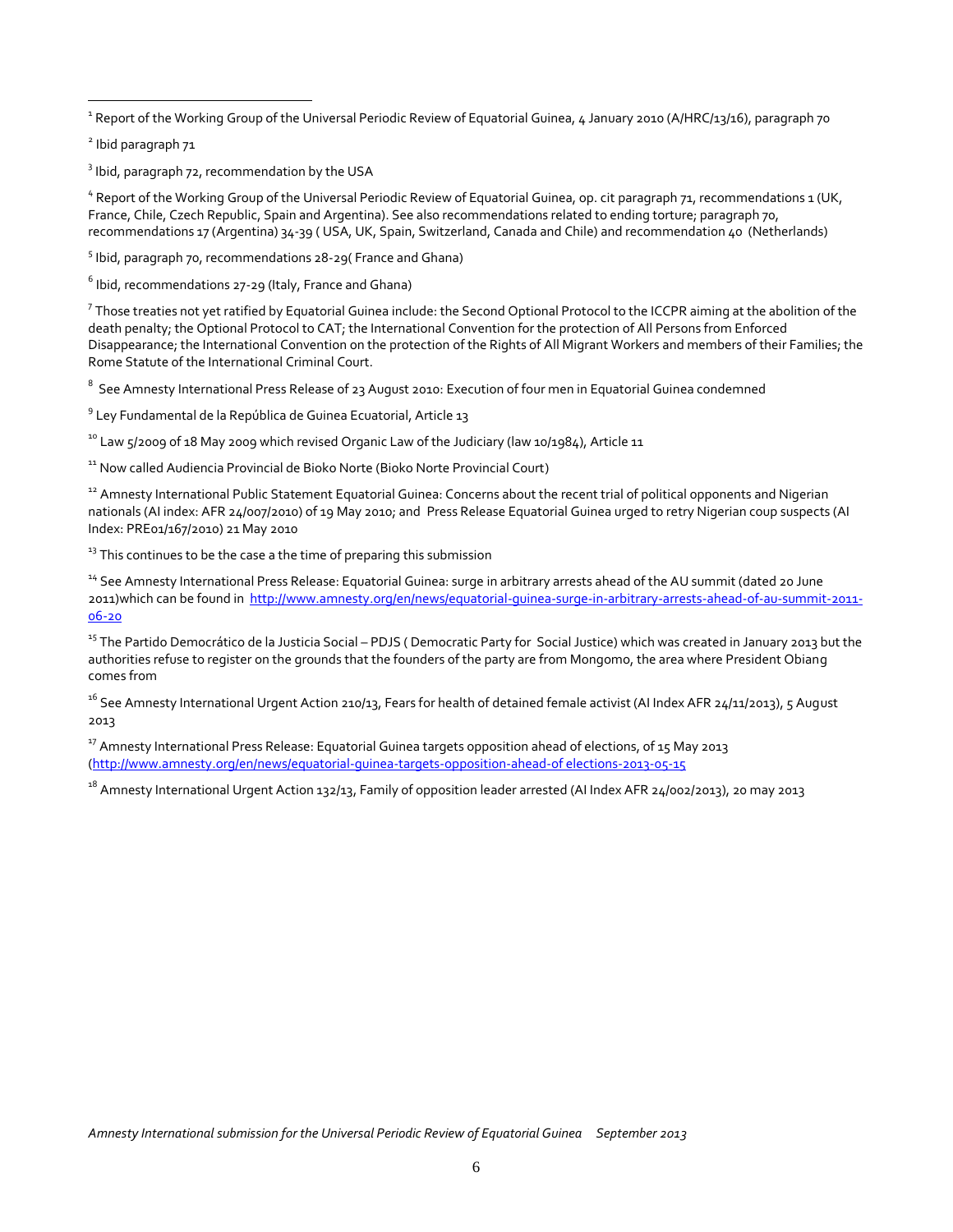[1] Report of the Working Group of the Universal Periodic Review of Equatorial Guinea, 4 January 2010 (A/HRC/13/16), paragraph 70

[2] Ibid paragraph 71

[3] Ibid, paragraph 72, recommendation by the USA

[4] Report of the Working Group of the Universal Periodic Review of Equatorial Guinea, op. cit paragraph 71, recommendations 1 (UK, France, Chile, Czech Republic, Spain and Argentina). See also recommendations related to ending torture; paragraph 70, recommendations 17 (Argentina) 34-39 ( USA, UK, Spain, Switzerland, Canada and Chile) and recommendation 40 (Netherlands)

[5] Ibid, paragraph 70, recommendations 28-29( France and Ghana)

[6] Ibid, recommendations 27-29 (Italy, France and Ghana)

[7] Those treaties not yet ratified by Equatorial Guinea include: the Second Optional Protocol to the ICCPR aiming at the abolition of the death penalty; the Optional Protocol to CAT; the International Convention for the protection of All Persons from Enforced Disappearance; the International Convention on the protection of the Rights of All Migrant Workers and members of their Families; the Rome Statute of the International Criminal Court.

[8] See Amnesty International Press Release of 23 August 2010: Execution of four men in Equatorial Guinea condemned

[9] Ley Fundamental de la República de Guinea Ecuatorial, Article 13

[10] Law 5/2009 of 18 May 2009 which revised Organic Law of the Judiciary (law 10/1984), Article 11

[11] Now called Audiencia Provincial de Bioko Norte (Bioko Norte Provincial Court)

[12] Amnesty International Public Statement Equatorial Guinea: Concerns about the recent trial of political opponents and Nigerian nationals (AI index: AFR 24/007/2010) of 19 May 2010; and Press Release Equatorial Guinea urged to retry Nigerian coup suspects (AI Index: PRE01/167/2010) 21 May 2010

[13] This continues to be the case a the time of preparing this submission

[14] See Amnesty International Press Release: Equatorial Guinea: surge in arbitrary arrests ahead of the AU summit (dated 20 June 2011)which can be found in http://www.amnesty.org/en/news/equatorial-guinea-surge-in-arbitrary-arrests-ahead-of-au-summit-2011-06-20

[15] The Partido Democrático de la Justicia Social – PDJS ( Democratic Party for Social Justice) which was created in January 2013 but the authorities refuse to register on the grounds that the founders of the party are from Mongomo, the area where President Obiang comes from

[16] See Amnesty International Urgent Action 210/13, Fears for health of detained female activist (AI Index AFR 24/11/2013), 5 August 2013

[17] Amnesty International Press Release: Equatorial Guinea targets opposition ahead of elections, of 15 May 2013 (http://www.amnesty.org/en/news/equatorial-guinea-targets-opposition-ahead-of elections-2013-05-15

[18] Amnesty International Urgent Action 132/13, Family of opposition leader arrested (AI Index AFR 24/002/2013), 20 may 2013